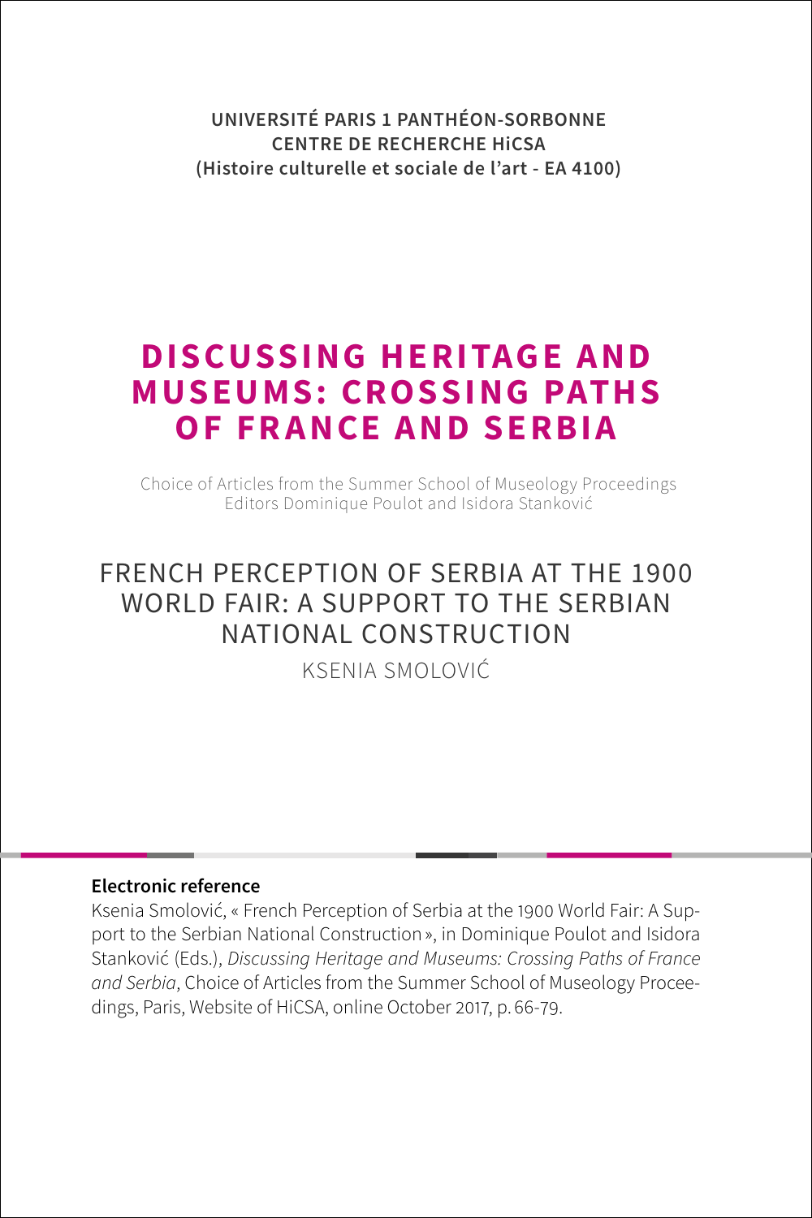**UNIVERSITÉ PARIS 1 PANTHÉON-SORBONNE**
**CENTRE DE RECHERCHE HiCSA**
**(Histoire culturelle et sociale de l'art - EA 4100)**

# DISCUSSING HERITAGE AND MUSEUMS: CROSSING PATHS OF FRANCE AND SERBIA

Choice of Articles from the Summer School of Museology Proceedings
Editors Dominique Poulot and Isidora Stanković

## FRENCH PERCEPTION OF SERBIA AT THE 1900 WORLD FAIR: A SUPPORT TO THE SERBIAN NATIONAL CONSTRUCTION

KSENIA SMOLOVIĆ

**Electronic reference**

Ksenia Smolović, « French Perception of Serbia at the 1900 World Fair: A Support to the Serbian National Construction », in Dominique Poulot and Isidora Stanković (Eds.), *Discussing Heritage and Museums: Crossing Paths of France and Serbia*, Choice of Articles from the Summer School of Museology Proceedings, Paris, Website of HiCSA, online October 2017, p. 66-79.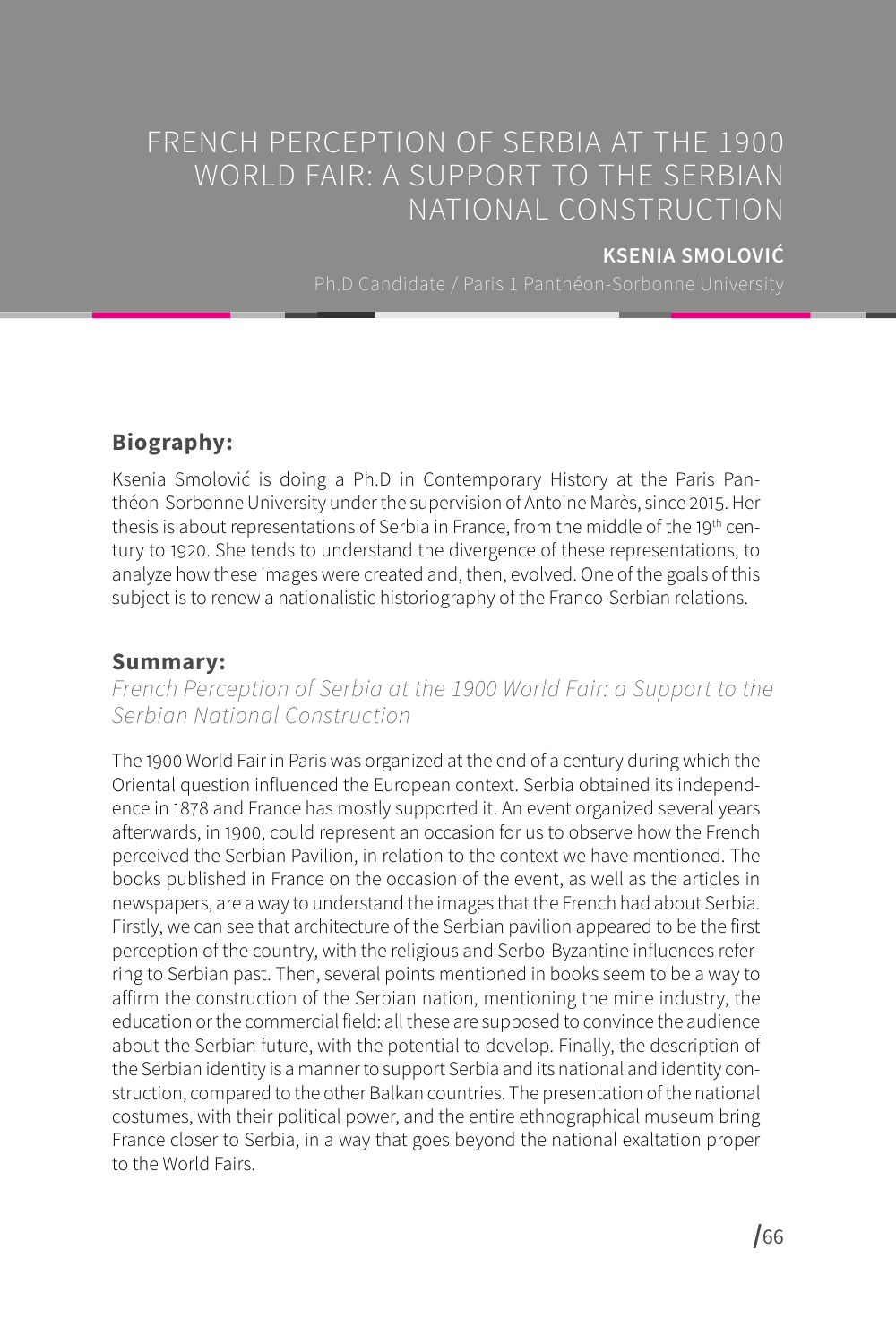# FRENCH PERCEPTION OF SERBIA AT THE 1900 WORLD FAIR: A SUPPORT TO THE SERBIAN NATIONAL CONSTRUCTION

**KSENIA SMOLOVIĆ**

Ph.D Candidate / Paris 1 Panthéon-Sorbonne University

## Biography:

Ksenia Smolović is doing a Ph.D in Contemporary History at the Paris Panthéon-Sorbonne University under the supervision of Antoine Marès, since 2015. Her thesis is about representations of Serbia in France, from the middle of the 19th century to 1920. She tends to understand the divergence of these representations, to analyze how these images were created and, then, evolved. One of the goals of this subject is to renew a nationalistic historiography of the Franco-Serbian relations.

## Summary:

*French Perception of Serbia at the 1900 World Fair: a Support to the Serbian National Construction*

The 1900 World Fair in Paris was organized at the end of a century during which the Oriental question influenced the European context. Serbia obtained its independence in 1878 and France has mostly supported it. An event organized several years afterwards, in 1900, could represent an occasion for us to observe how the French perceived the Serbian Pavilion, in relation to the context we have mentioned. The books published in France on the occasion of the event, as well as the articles in newspapers, are a way to understand the images that the French had about Serbia. Firstly, we can see that architecture of the Serbian pavilion appeared to be the first perception of the country, with the religious and Serbo-Byzantine influences referring to Serbian past. Then, several points mentioned in books seem to be a way to affirm the construction of the Serbian nation, mentioning the mine industry, the education or the commercial field: all these are supposed to convince the audience about the Serbian future, with the potential to develop. Finally, the description of the Serbian identity is a manner to support Serbia and its national and identity construction, compared to the other Balkan countries. The presentation of the national costumes, with their political power, and the entire ethnographical museum bring France closer to Serbia, in a way that goes beyond the national exaltation proper to the World Fairs.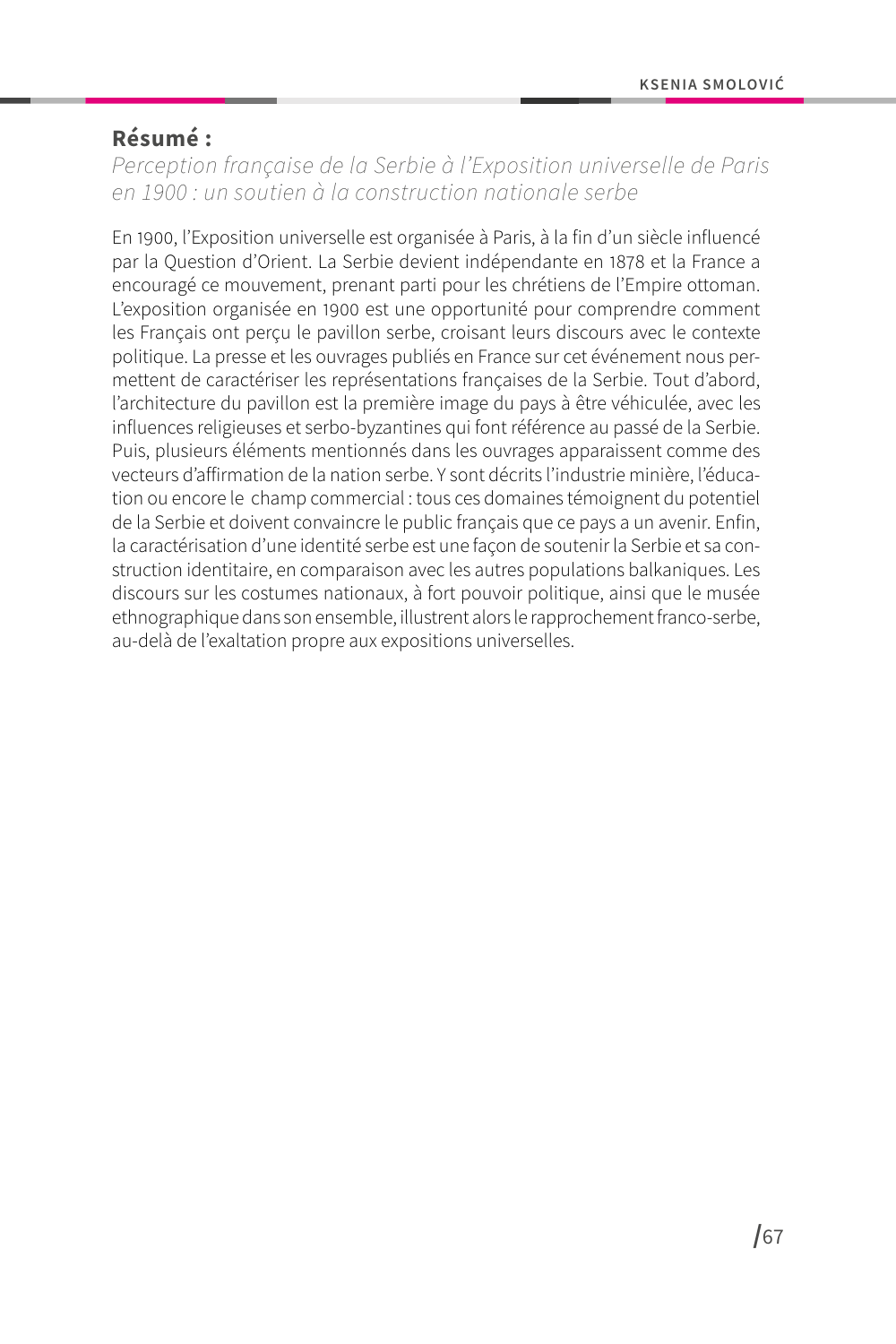## Résumé :

*Perception française de la Serbie à l'Exposition universelle de Paris en 1900 : un soutien à la construction nationale serbe*

En 1900, l'Exposition universelle est organisée à Paris, à la fin d'un siècle influencé par la Question d'Orient. La Serbie devient indépendante en 1878 et la France a encouragé ce mouvement, prenant parti pour les chrétiens de l'Empire ottoman. L'exposition organisée en 1900 est une opportunité pour comprendre comment les Français ont perçu le pavillon serbe, croisant leurs discours avec le contexte politique. La presse et les ouvrages publiés en France sur cet événement nous permettent de caractériser les représentations françaises de la Serbie. Tout d'abord, l'architecture du pavillon est la première image du pays à être véhiculée, avec les influences religieuses et serbo-byzantines qui font référence au passé de la Serbie. Puis, plusieurs éléments mentionnés dans les ouvrages apparaissent comme des vecteurs d'affirmation de la nation serbe. Y sont décrits l'industrie minière, l'éducation ou encore le champ commercial : tous ces domaines témoignent du potentiel de la Serbie et doivent convaincre le public français que ce pays a un avenir. Enfin, la caractérisation d'une identité serbe est une façon de soutenir la Serbie et sa construction identitaire, en comparaison avec les autres populations balkaniques. Les discours sur les costumes nationaux, à fort pouvoir politique, ainsi que le musée ethnographique dans son ensemble, illustrent alors le rapprochement franco-serbe, au-delà de l'exaltation propre aux expositions universelles.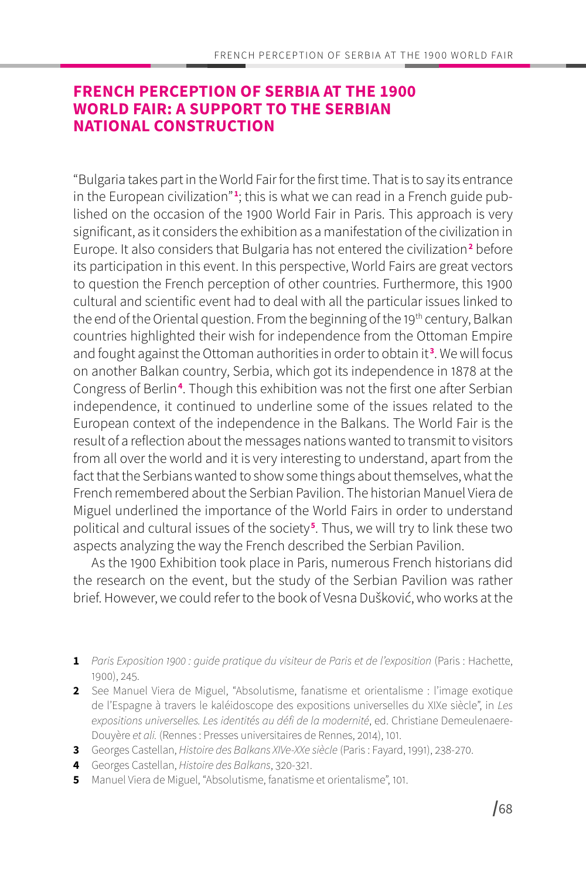# FRENCH PERCEPTION OF SERBIA AT THE 1900 WORLD FAIR: A SUPPORT TO THE SERBIAN NATIONAL CONSTRUCTION

"Bulgaria takes part in the World Fair for the first time. That is to say its entrance in the European civilization"[1]; this is what we can read in a French guide published on the occasion of the 1900 World Fair in Paris. This approach is very significant, as it considers the exhibition as a manifestation of the civilization in Europe. It also considers that Bulgaria has not entered the civilization[2] before its participation in this event. In this perspective, World Fairs are great vectors to question the French perception of other countries. Furthermore, this 1900 cultural and scientific event had to deal with all the particular issues linked to the end of the Oriental question. From the beginning of the 19th century, Balkan countries highlighted their wish for independence from the Ottoman Empire and fought against the Ottoman authorities in order to obtain it[3]. We will focus on another Balkan country, Serbia, which got its independence in 1878 at the Congress of Berlin[4]. Though this exhibition was not the first one after Serbian independence, it continued to underline some of the issues related to the European context of the independence in the Balkans. The World Fair is the result of a reflection about the messages nations wanted to transmit to visitors from all over the world and it is very interesting to understand, apart from the fact that the Serbians wanted to show some things about themselves, what the French remembered about the Serbian Pavilion. The historian Manuel Viera de Miguel underlined the importance of the World Fairs in order to understand political and cultural issues of the society[5]. Thus, we will try to link these two aspects analyzing the way the French described the Serbian Pavilion.

As the 1900 Exhibition took place in Paris, numerous French historians did the research on the event, but the study of the Serbian Pavilion was rather brief. However, we could refer to the book of Vesna Dušković, who works at the

---

**1** *Paris Exposition 1900 : guide pratique du visiteur de Paris et de l'exposition* (Paris : Hachette, 1900), 245.

**2** See Manuel Viera de Miguel, "Absolutisme, fanatisme et orientalisme : l'image exotique de l'Espagne à travers le kaléidoscope des expositions universelles du XIXe siècle", in *Les expositions universelles. Les identités au défi de la modernité*, ed. Christiane Demeulenaere-Douyère *et ali.* (Rennes : Presses universitaires de Rennes, 2014), 101.

**3** Georges Castellan, *Histoire des Balkans XIVe-XXe siècle* (Paris : Fayard, 1991), 238-270.

**4** Georges Castellan, *Histoire des Balkans*, 320-321.

**5** Manuel Viera de Miguel, "Absolutisme, fanatisme et orientalisme", 101.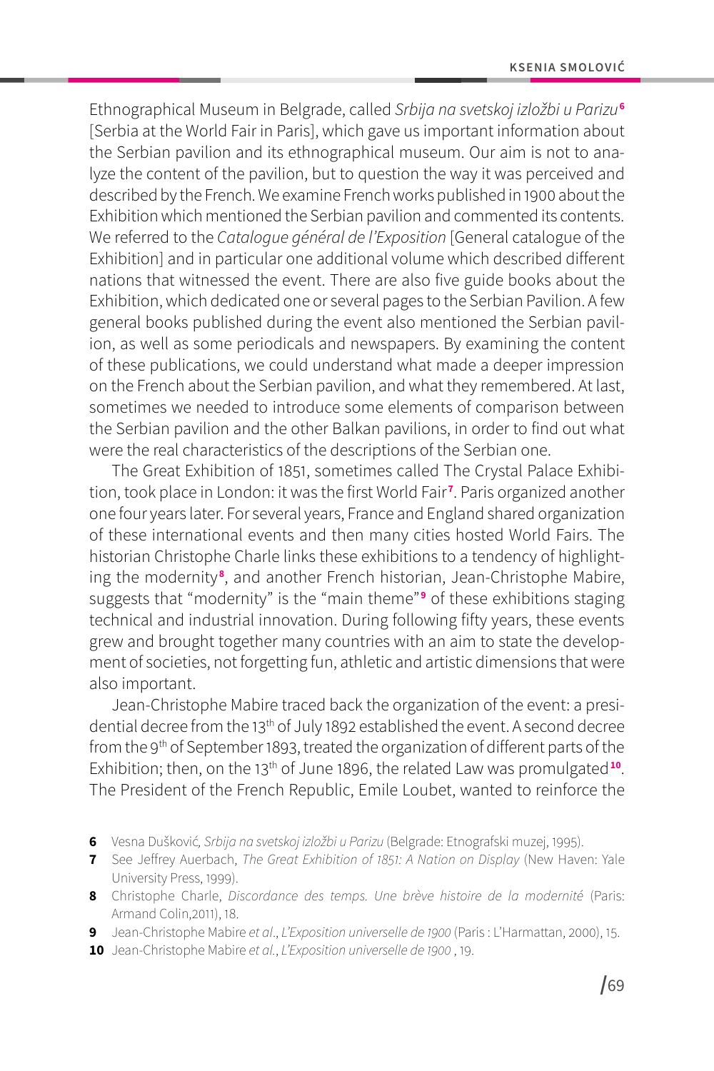Ethnographical Museum in Belgrade, called *Srbija na svetskoj izložbi u Parizu*[6] [Serbia at the World Fair in Paris], which gave us important information about the Serbian pavilion and its ethnographical museum. Our aim is not to analyze the content of the pavilion, but to question the way it was perceived and described by the French. We examine French works published in 1900 about the Exhibition which mentioned the Serbian pavilion and commented its contents. We referred to the *Catalogue général de l'Exposition* [General catalogue of the Exhibition] and in particular one additional volume which described different nations that witnessed the event. There are also five guide books about the Exhibition, which dedicated one or several pages to the Serbian Pavilion. A few general books published during the event also mentioned the Serbian pavilion, as well as some periodicals and newspapers. By examining the content of these publications, we could understand what made a deeper impression on the French about the Serbian pavilion, and what they remembered. At last, sometimes we needed to introduce some elements of comparison between the Serbian pavilion and the other Balkan pavilions, in order to find out what were the real characteristics of the descriptions of the Serbian one.

The Great Exhibition of 1851, sometimes called The Crystal Palace Exhibition, took place in London: it was the first World Fair[7]. Paris organized another one four years later. For several years, France and England shared organization of these international events and then many cities hosted World Fairs. The historian Christophe Charle links these exhibitions to a tendency of highlighting the modernity[8], and another French historian, Jean-Christophe Mabire, suggests that "modernity" is the "main theme"[9] of these exhibitions staging technical and industrial innovation. During following fifty years, these events grew and brought together many countries with an aim to state the development of societies, not forgetting fun, athletic and artistic dimensions that were also important.

Jean-Christophe Mabire traced back the organization of the event: a presidential decree from the 13th of July 1892 established the event. A second decree from the 9th of September 1893, treated the organization of different parts of the Exhibition; then, on the 13th of June 1896, the related Law was promulgated[10]. The President of the French Republic, Emile Loubet, wanted to reinforce the

6 Vesna Dušković, *Srbija na svetskoj izložbi u Parizu* (Belgrade: Etnografski muzej, 1995).

7 See Jeffrey Auerbach, *The Great Exhibition of 1851: A Nation on Display* (New Haven: Yale University Press, 1999).

8 Christophe Charle, *Discordance des temps. Une brève histoire de la modernité* (Paris: Armand Colin,2011), 18.

9 Jean-Christophe Mabire *et al*., *L'Exposition universelle de 1900* (Paris : L'Harmattan, 2000), 15.

10 Jean-Christophe Mabire *et al.*, *L'Exposition universelle de 1900* , 19.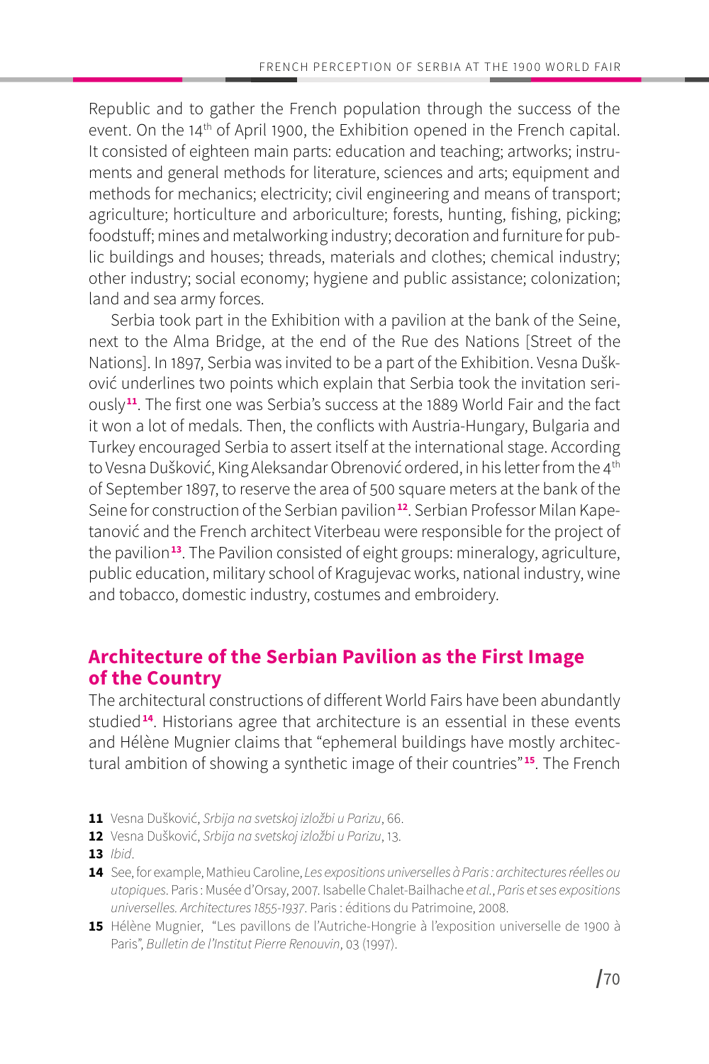Republic and to gather the French population through the success of the event. On the 14th of April 1900, the Exhibition opened in the French capital. It consisted of eighteen main parts: education and teaching; artworks; instruments and general methods for literature, sciences and arts; equipment and methods for mechanics; electricity; civil engineering and means of transport; agriculture; horticulture and arboriculture; forests, hunting, fishing, picking; foodstuff; mines and metalworking industry; decoration and furniture for public buildings and houses; threads, materials and clothes; chemical industry; other industry; social economy; hygiene and public assistance; colonization; land and sea army forces.

Serbia took part in the Exhibition with a pavilion at the bank of the Seine, next to the Alma Bridge, at the end of the Rue des Nations [Street of the Nations]. In 1897, Serbia was invited to be a part of the Exhibition. Vesna Dušković underlines two points which explain that Serbia took the invitation seriously[11]. The first one was Serbia's success at the 1889 World Fair and the fact it won a lot of medals. Then, the conflicts with Austria-Hungary, Bulgaria and Turkey encouraged Serbia to assert itself at the international stage. According to Vesna Dušković, King Aleksandar Obrenović ordered, in his letter from the 4th of September 1897, to reserve the area of 500 square meters at the bank of the Seine for construction of the Serbian pavilion[12]. Serbian Professor Milan Kapetanović and the French architect Viterbeau were responsible for the project of the pavilion[13]. The Pavilion consisted of eight groups: mineralogy, agriculture, public education, military school of Kragujevac works, national industry, wine and tobacco, domestic industry, costumes and embroidery.

## Architecture of the Serbian Pavilion as the First Image of the Country

The architectural constructions of different World Fairs have been abundantly studied[14]. Historians agree that architecture is an essential in these events and Hélène Mugnier claims that "ephemeral buildings have mostly architectural ambition of showing a synthetic image of their countries"[15]. The French

---

**11** Vesna Dušković, *Srbija na svetskoj izložbi u Parizu*, 66.

**12** Vesna Dušković, *Srbija na svetskoj izložbi u Parizu*, 13.

**13** *Ibid*.

**14** See, for example, Mathieu Caroline, *Les expositions universelles à Paris : architectures réelles ou utopiques*. Paris : Musée d'Orsay, 2007. Isabelle Chalet-Bailhache *et al.*, *Paris et ses expositions universelles. Architectures 1855-1937*. Paris : éditions du Patrimoine, 2008.

**15** Hélène Mugnier, "Les pavillons de l'Autriche-Hongrie à l'exposition universelle de 1900 à Paris", *Bulletin de l'Institut Pierre Renouvin*, 03 (1997).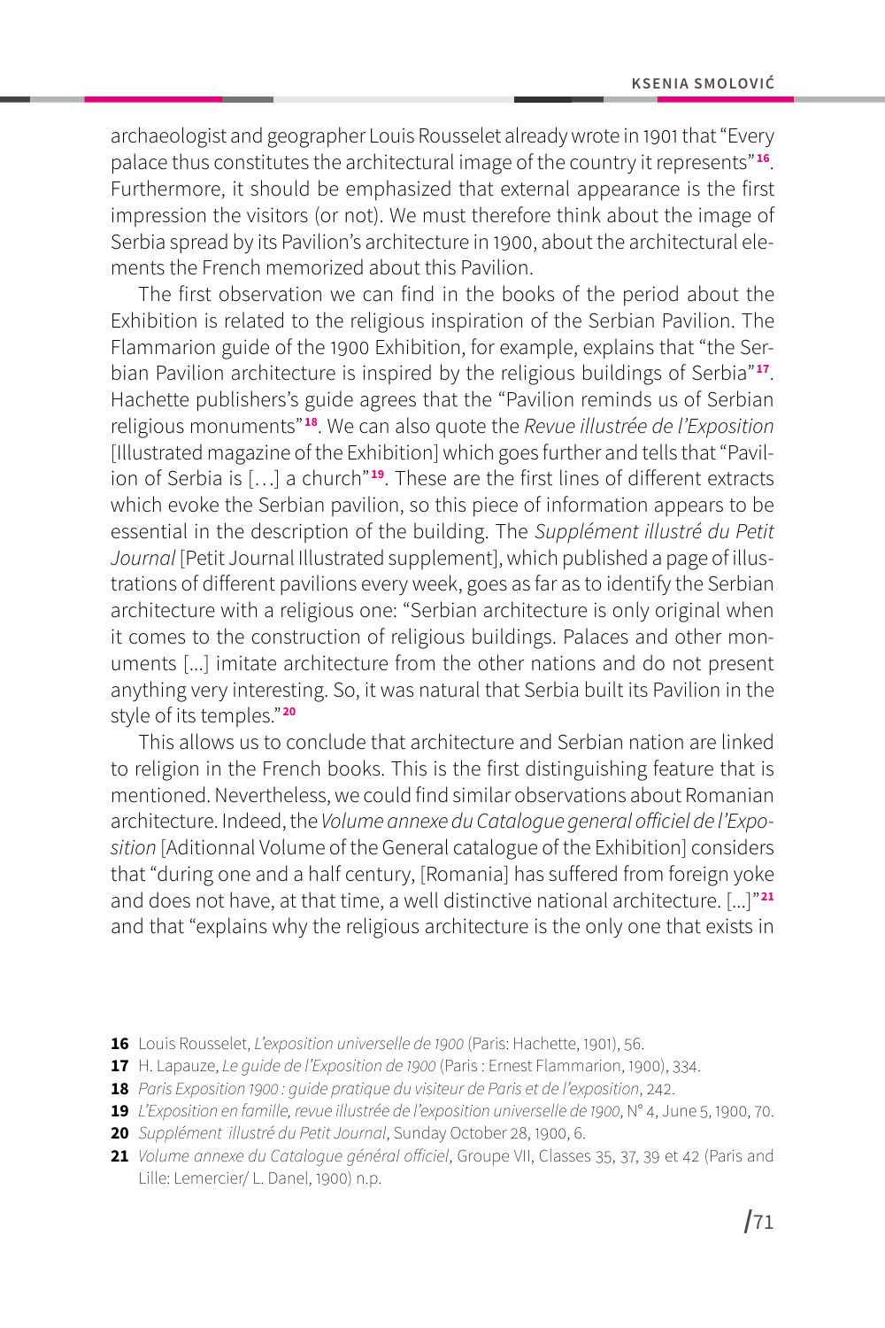archaeologist and geographer Louis Rousselet already wrote in 1901 that "Every palace thus constitutes the architectural image of the country it represents"[16]. Furthermore, it should be emphasized that external appearance is the first impression the visitors (or not). We must therefore think about the image of Serbia spread by its Pavilion's architecture in 1900, about the architectural elements the French memorized about this Pavilion.

The first observation we can find in the books of the period about the Exhibition is related to the religious inspiration of the Serbian Pavilion. The Flammarion guide of the 1900 Exhibition, for example, explains that "the Serbian Pavilion architecture is inspired by the religious buildings of Serbia"[17]. Hachette publishers's guide agrees that the "Pavilion reminds us of Serbian religious monuments"[18]. We can also quote the *Revue illustrée de l'Exposition* [Illustrated magazine of the Exhibition] which goes further and tells that "Pavilion of Serbia is […] a church"[19]. These are the first lines of different extracts which evoke the Serbian pavilion, so this piece of information appears to be essential in the description of the building. The *Supplément illustré du Petit Journal* [Petit Journal Illustrated supplement], which published a page of illustrations of different pavilions every week, goes as far as to identify the Serbian architecture with a religious one: "Serbian architecture is only original when it comes to the construction of religious buildings. Palaces and other monuments [...] imitate architecture from the other nations and do not present anything very interesting. So, it was natural that Serbia built its Pavilion in the style of its temples."[20]

This allows us to conclude that architecture and Serbian nation are linked to religion in the French books. This is the first distinguishing feature that is mentioned. Nevertheless, we could find similar observations about Romanian architecture. Indeed, the *Volume annexe du Catalogue general officiel de l'Exposition* [Aditionnal Volume of the General catalogue of the Exhibition] considers that "during one and a half century, [Romania] has suffered from foreign yoke and does not have, at that time, a well distinctive national architecture. [...]"[21] and that "explains why the religious architecture is the only one that exists in

---

16 Louis Rousselet, *L'exposition universelle de 1900* (Paris: Hachette, 1901), 56.

17 H. Lapauze, *Le guide de l'Exposition de 1900* (Paris : Ernest Flammarion, 1900), 334.

18 *Paris Exposition 1900 : guide pratique du visiteur de Paris et de l'exposition*, 242.

19 *L'Exposition en famille, revue illustrée de l'exposition universelle de 1900*, N° 4, June 5, 1900, 70.

20 *Supplément illustré du Petit Journal*, Sunday October 28, 1900, 6.

21 *Volume annexe du Catalogue général officiel*, Groupe VII, Classes 35, 37, 39 et 42 (Paris and Lille: Lemercier/ L. Danel, 1900) n.p.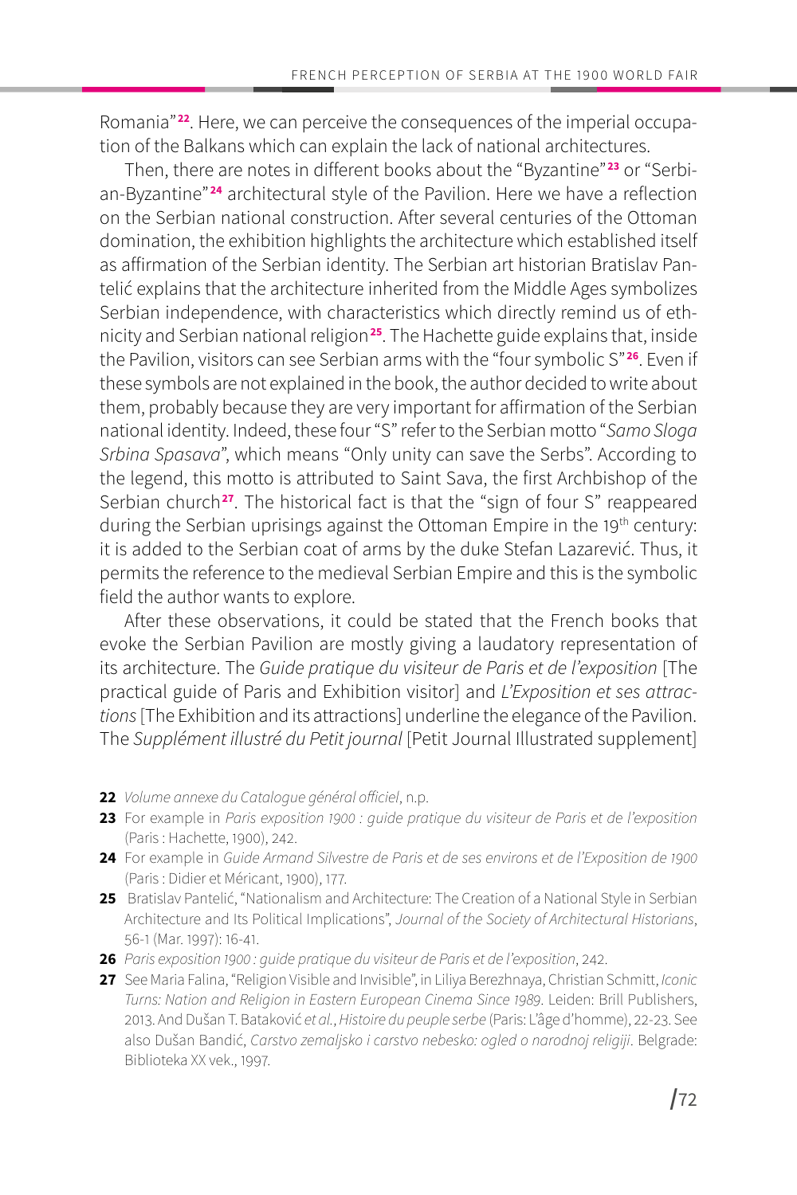Romania"[22]. Here, we can perceive the consequences of the imperial occupation of the Balkans which can explain the lack of national architectures.

Then, there are notes in different books about the "Byzantine"[23] or "Serbian-Byzantine"[24] architectural style of the Pavilion. Here we have a reflection on the Serbian national construction. After several centuries of the Ottoman domination, the exhibition highlights the architecture which established itself as affirmation of the Serbian identity. The Serbian art historian Bratislav Pantelić explains that the architecture inherited from the Middle Ages symbolizes Serbian independence, with characteristics which directly remind us of ethnicity and Serbian national religion[25]. The Hachette guide explains that, inside the Pavilion, visitors can see Serbian arms with the "four symbolic S"[26]. Even if these symbols are not explained in the book, the author decided to write about them, probably because they are very important for affirmation of the Serbian national identity. Indeed, these four "S" refer to the Serbian motto "*Samo Sloga Srbina Spasava*", which means "Only unity can save the Serbs". According to the legend, this motto is attributed to Saint Sava, the first Archbishop of the Serbian church[27]. The historical fact is that the "sign of four S" reappeared during the Serbian uprisings against the Ottoman Empire in the 19th century: it is added to the Serbian coat of arms by the duke Stefan Lazarević. Thus, it permits the reference to the medieval Serbian Empire and this is the symbolic field the author wants to explore.

After these observations, it could be stated that the French books that evoke the Serbian Pavilion are mostly giving a laudatory representation of its architecture. The *Guide pratique du visiteur de Paris et de l'exposition* [The practical guide of Paris and Exhibition visitor] and *L'Exposition et ses attractions* [The Exhibition and its attractions] underline the elegance of the Pavilion. The *Supplément illustré du Petit journal* [Petit Journal Illustrated supplement]

---

**22** *Volume annexe du Catalogue général officiel*, n.p.

**23** For example in *Paris exposition 1900 : guide pratique du visiteur de Paris et de l'exposition* (Paris : Hachette, 1900), 242.

**24** For example in *Guide Armand Silvestre de Paris et de ses environs et de l'Exposition de 1900* (Paris : Didier et Méricant, 1900), 177.

**25** Bratislav Pantelić, "Nationalism and Architecture: The Creation of a National Style in Serbian Architecture and Its Political Implications", *Journal of the Society of Architectural Historians*, 56-1 (Mar. 1997): 16-41.

**26** *Paris exposition 1900 : guide pratique du visiteur de Paris et de l'exposition*, 242.

**27** See Maria Falina, "Religion Visible and Invisible", in Liliya Berezhnaya, Christian Schmitt, *Iconic Turns: Nation and Religion in Eastern European Cinema Since 1989*. Leiden: Brill Publishers, 2013. And Dušan T. Bataković *et al.*, *Histoire du peuple serbe* (Paris: L'âge d'homme), 22-23. See also Dušan Bandić, *Carstvo zemaljsko i carstvo nebesko: ogled o narodnoj religiji*. Belgrade: Biblioteka XX vek., 1997.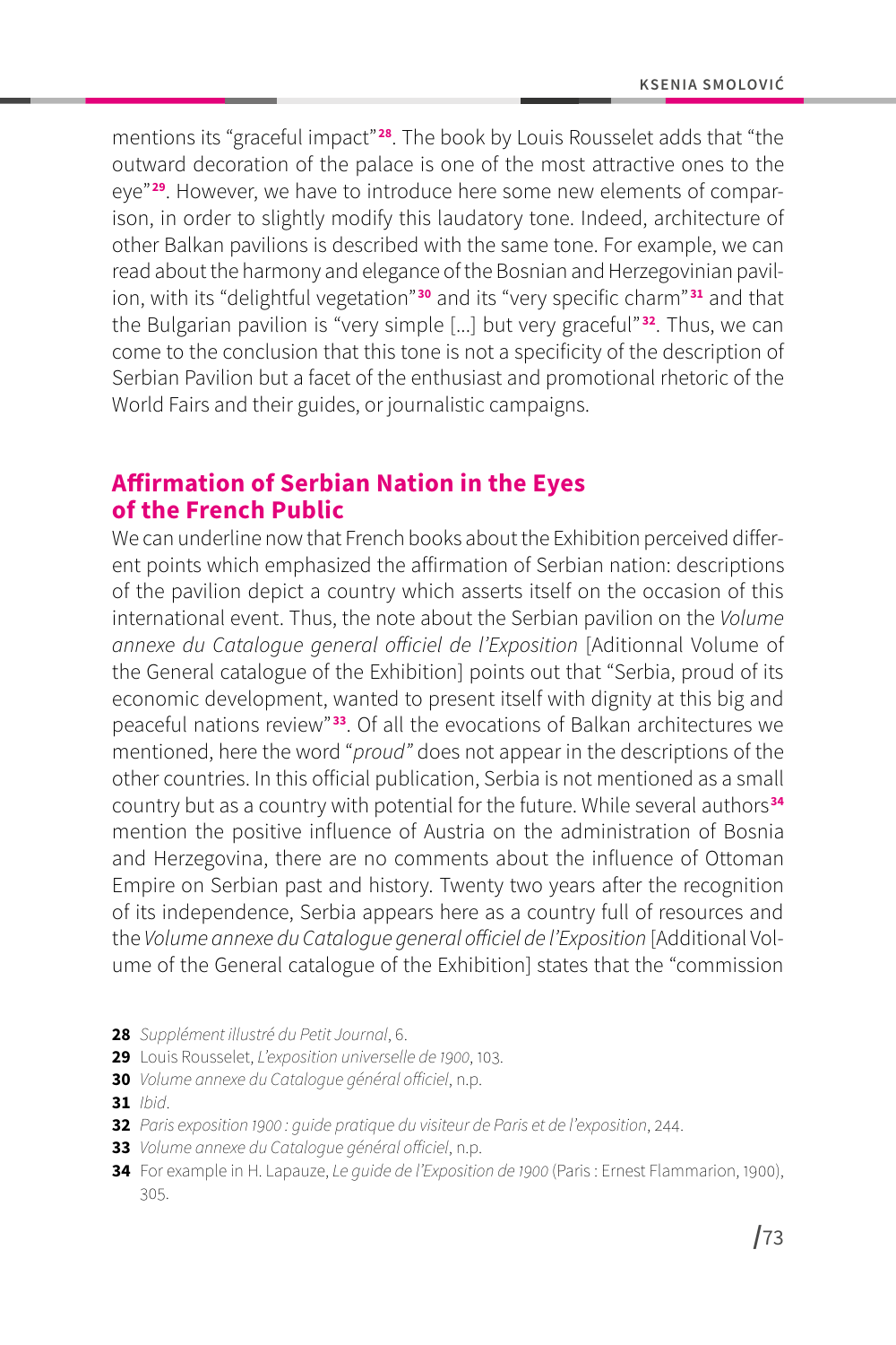mentions its "graceful impact"[28]. The book by Louis Rousselet adds that "the outward decoration of the palace is one of the most attractive ones to the eye"[29]. However, we have to introduce here some new elements of comparison, in order to slightly modify this laudatory tone. Indeed, architecture of other Balkan pavilions is described with the same tone. For example, we can read about the harmony and elegance of the Bosnian and Herzegovinian pavilion, with its "delightful vegetation"[30] and its "very specific charm"[31] and that the Bulgarian pavilion is "very simple [...] but very graceful"[32]. Thus, we can come to the conclusion that this tone is not a specificity of the description of Serbian Pavilion but a facet of the enthusiast and promotional rhetoric of the World Fairs and their guides, or journalistic campaigns.

## Affirmation of Serbian Nation in the Eyes of the French Public

We can underline now that French books about the Exhibition perceived different points which emphasized the affirmation of Serbian nation: descriptions of the pavilion depict a country which asserts itself on the occasion of this international event. Thus, the note about the Serbian pavilion on the *Volume annexe du Catalogue general officiel de l'Exposition* [Aditionnal Volume of the General catalogue of the Exhibition] points out that "Serbia, proud of its economic development, wanted to present itself with dignity at this big and peaceful nations review"[33]. Of all the evocations of Balkan architectures we mentioned, here the word "*proud"* does not appear in the descriptions of the other countries. In this official publication, Serbia is not mentioned as a small country but as a country with potential for the future. While several authors[34] mention the positive influence of Austria on the administration of Bosnia and Herzegovina, there are no comments about the influence of Ottoman Empire on Serbian past and history. Twenty two years after the recognition of its independence, Serbia appears here as a country full of resources and the *Volume annexe du Catalogue general officiel de l'Exposition* [Additional Volume of the General catalogue of the Exhibition] states that the "commission

---

**28** *Supplément illustré du Petit Journal*, 6.

**29** Louis Rousselet, *L'exposition universelle de 1900*, 103.

**30** *Volume annexe du Catalogue général officiel*, n.p.

**31** *Ibid*.

**32** *Paris exposition 1900 : guide pratique du visiteur de Paris et de l'exposition*, 244.

**33** *Volume annexe du Catalogue général officiel*, n.p.

**34** For example in H. Lapauze, *Le guide de l'Exposition de 1900* (Paris : Ernest Flammarion, 1900), 305.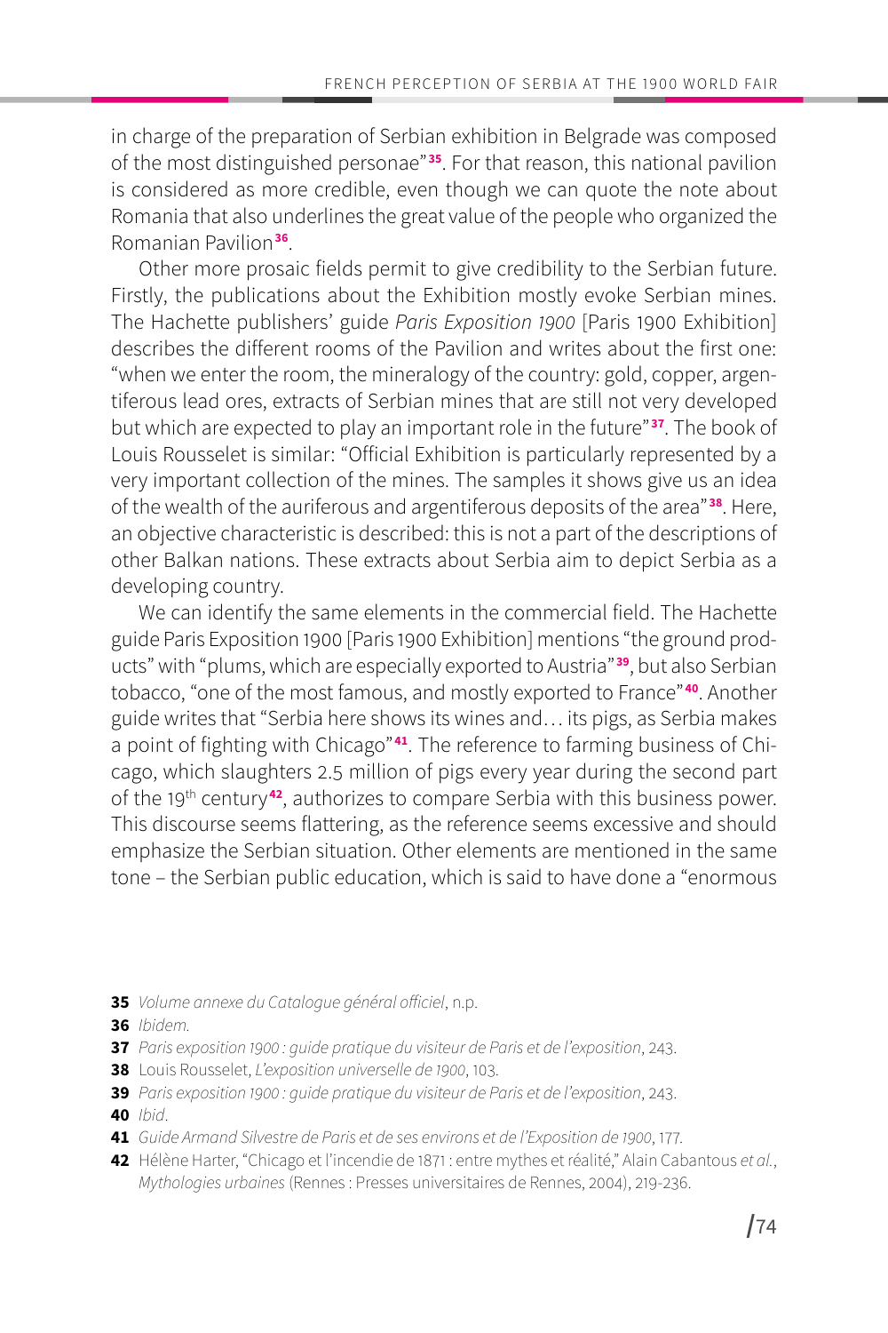in charge of the preparation of Serbian exhibition in Belgrade was composed of the most distinguished personae"[35]. For that reason, this national pavilion is considered as more credible, even though we can quote the note about Romania that also underlines the great value of the people who organized the Romanian Pavilion[36].

Other more prosaic fields permit to give credibility to the Serbian future. Firstly, the publications about the Exhibition mostly evoke Serbian mines. The Hachette publishers' guide *Paris Exposition 1900* [Paris 1900 Exhibition] describes the different rooms of the Pavilion and writes about the first one: "when we enter the room, the mineralogy of the country: gold, copper, argentiferous lead ores, extracts of Serbian mines that are still not very developed but which are expected to play an important role in the future"[37]. The book of Louis Rousselet is similar: "Official Exhibition is particularly represented by a very important collection of the mines. The samples it shows give us an idea of the wealth of the auriferous and argentiferous deposits of the area"[38]. Here, an objective characteristic is described: this is not a part of the descriptions of other Balkan nations. These extracts about Serbia aim to depict Serbia as a developing country.

We can identify the same elements in the commercial field. The Hachette guide Paris Exposition 1900 [Paris 1900 Exhibition] mentions "the ground products" with "plums, which are especially exported to Austria"[39], but also Serbian tobacco, "one of the most famous, and mostly exported to France"[40]. Another guide writes that "Serbia here shows its wines and… its pigs, as Serbia makes a point of fighting with Chicago"[41]. The reference to farming business of Chicago, which slaughters 2.5 million of pigs every year during the second part of the 19th century[42], authorizes to compare Serbia with this business power. This discourse seems flattering, as the reference seems excessive and should emphasize the Serbian situation. Other elements are mentioned in the same tone – the Serbian public education, which is said to have done a "enormous

---

**35** *Volume annexe du Catalogue général officiel*, n.p.

**36** *Ibidem.*

**37** *Paris exposition 1900 : guide pratique du visiteur de Paris et de l'exposition*, 243.

**38** Louis Rousselet, *L'exposition universelle de 1900*, 103.

**39** *Paris exposition 1900 : guide pratique du visiteur de Paris et de l'exposition*, 243.

**40** *Ibid.*

**41** *Guide Armand Silvestre de Paris et de ses environs et de l'Exposition de 1900*, 177.

**42** Hélène Harter, "Chicago et l'incendie de 1871 : entre mythes et réalité," Alain Cabantous *et al.*, *Mythologies urbaines* (Rennes : Presses universitaires de Rennes, 2004), 219-236.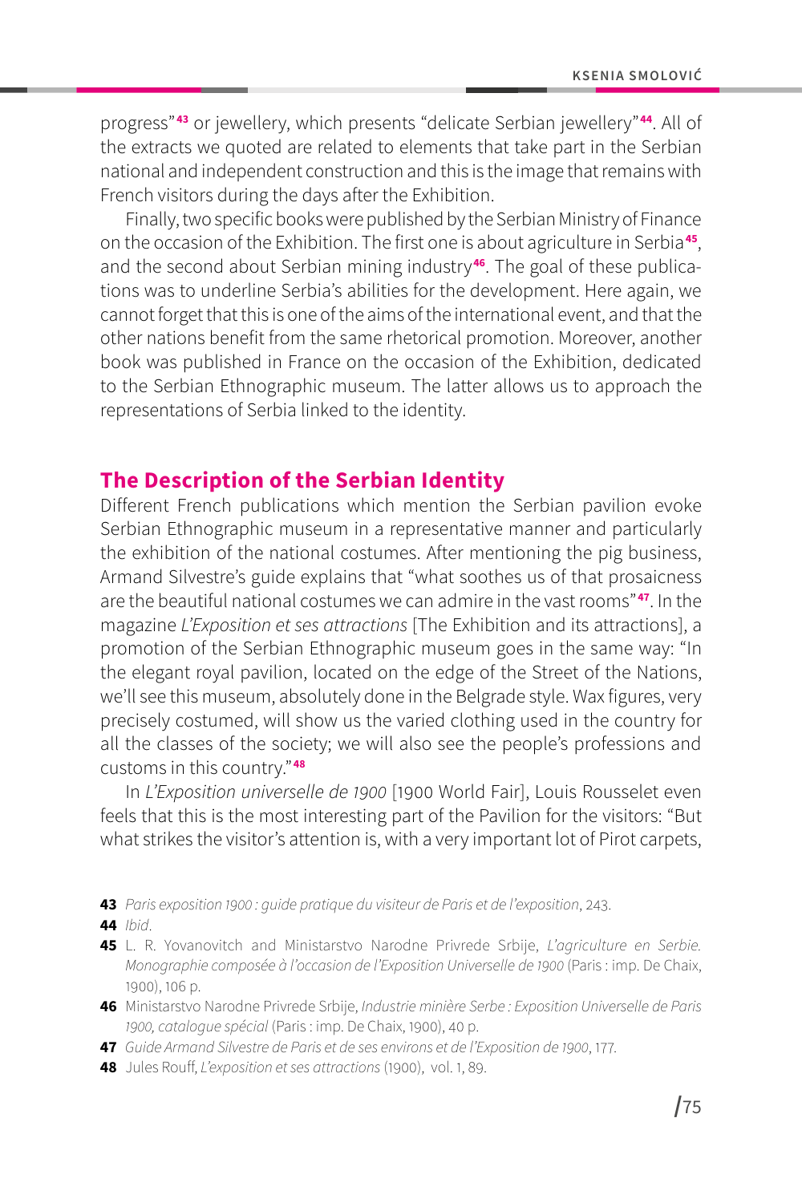progress"[43] or jewellery, which presents "delicate Serbian jewellery"[44]. All of the extracts we quoted are related to elements that take part in the Serbian national and independent construction and this is the image that remains with French visitors during the days after the Exhibition.

Finally, two specific books were published by the Serbian Ministry of Finance on the occasion of the Exhibition. The first one is about agriculture in Serbia[45], and the second about Serbian mining industry[46]. The goal of these publications was to underline Serbia's abilities for the development. Here again, we cannot forget that this is one of the aims of the international event, and that the other nations benefit from the same rhetorical promotion. Moreover, another book was published in France on the occasion of the Exhibition, dedicated to the Serbian Ethnographic museum. The latter allows us to approach the representations of Serbia linked to the identity.

## The Description of the Serbian Identity

Different French publications which mention the Serbian pavilion evoke Serbian Ethnographic museum in a representative manner and particularly the exhibition of the national costumes. After mentioning the pig business, Armand Silvestre's guide explains that "what soothes us of that prosaicness are the beautiful national costumes we can admire in the vast rooms"[47]. In the magazine *L'Exposition et ses attractions* [The Exhibition and its attractions], a promotion of the Serbian Ethnographic museum goes in the same way: "In the elegant royal pavilion, located on the edge of the Street of the Nations, we'll see this museum, absolutely done in the Belgrade style. Wax figures, very precisely costumed, will show us the varied clothing used in the country for all the classes of the society; we will also see the people's professions and customs in this country."[48]

In *L'Exposition universelle de 1900* [1900 World Fair], Louis Rousselet even feels that this is the most interesting part of the Pavilion for the visitors: "But what strikes the visitor's attention is, with a very important lot of Pirot carpets,

---

**43** *Paris exposition 1900 : guide pratique du visiteur de Paris et de l'exposition*, 243.

**44** *Ibid*.

**45** L. R. Yovanovitch and Ministarstvo Narodne Privrede Srbije, *L'agriculture en Serbie. Monographie composée à l'occasion de l'Exposition Universelle de 1900* (Paris : imp. De Chaix, 1900), 106 p.

**46** Ministarstvo Narodne Privrede Srbije, *Industrie minière Serbe : Exposition Universelle de Paris 1900, catalogue spécial* (Paris : imp. De Chaix, 1900), 40 p.

**47** *Guide Armand Silvestre de Paris et de ses environs et de l'Exposition de 1900*, 177.

**48** Jules Rouff, *L'exposition et ses attractions* (1900), vol. 1, 89.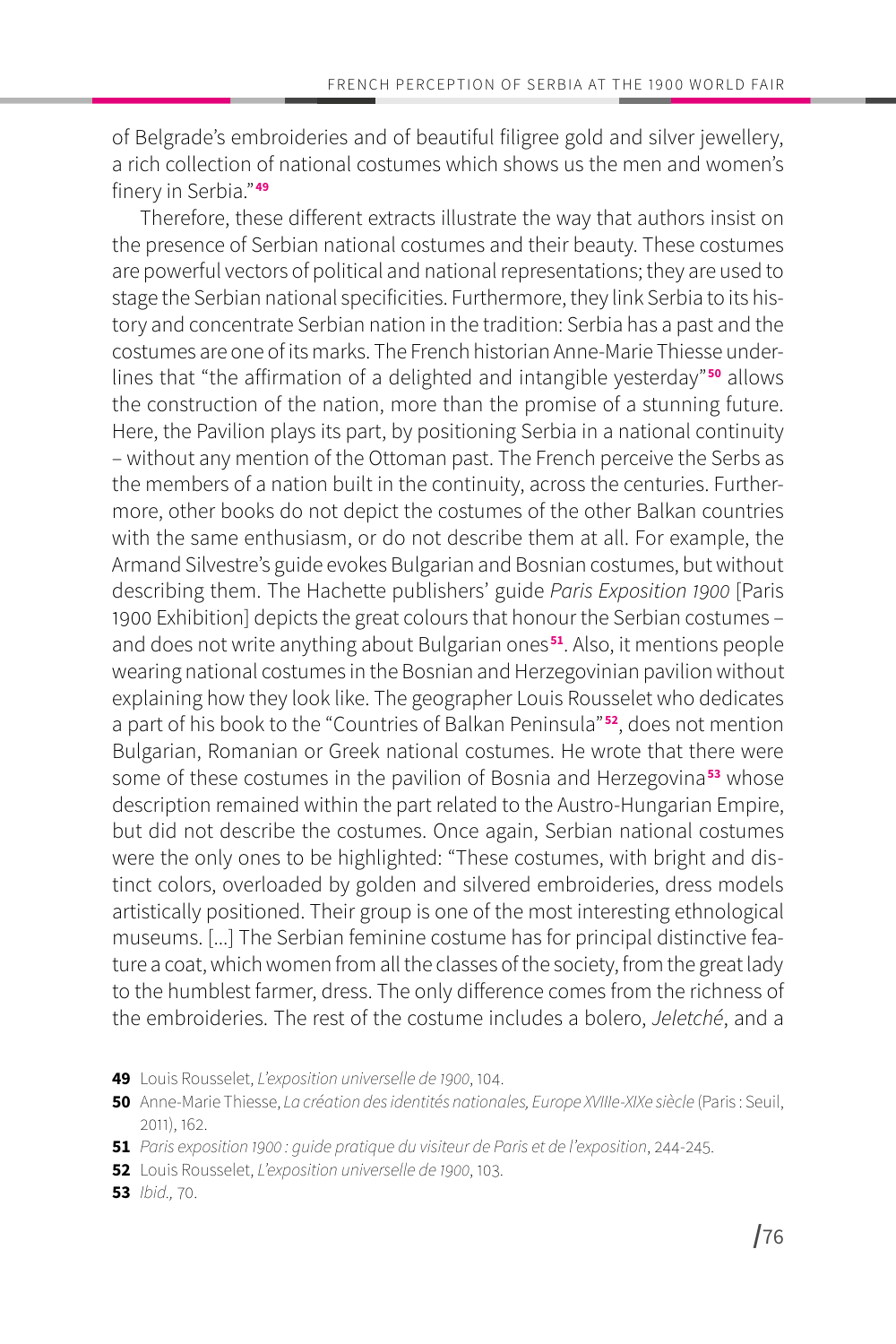of Belgrade's embroideries and of beautiful filigree gold and silver jewellery, a rich collection of national costumes which shows us the men and women's finery in Serbia."[49]

Therefore, these different extracts illustrate the way that authors insist on the presence of Serbian national costumes and their beauty. These costumes are powerful vectors of political and national representations; they are used to stage the Serbian national specificities. Furthermore, they link Serbia to its history and concentrate Serbian nation in the tradition: Serbia has a past and the costumes are one of its marks. The French historian Anne-Marie Thiesse underlines that "the affirmation of a delighted and intangible yesterday"[50] allows the construction of the nation, more than the promise of a stunning future. Here, the Pavilion plays its part, by positioning Serbia in a national continuity – without any mention of the Ottoman past. The French perceive the Serbs as the members of a nation built in the continuity, across the centuries. Furthermore, other books do not depict the costumes of the other Balkan countries with the same enthusiasm, or do not describe them at all. For example, the Armand Silvestre's guide evokes Bulgarian and Bosnian costumes, but without describing them. The Hachette publishers' guide *Paris Exposition 1900* [Paris 1900 Exhibition] depicts the great colours that honour the Serbian costumes – and does not write anything about Bulgarian ones[51]. Also, it mentions people wearing national costumes in the Bosnian and Herzegovinian pavilion without explaining how they look like. The geographer Louis Rousselet who dedicates a part of his book to the "Countries of Balkan Peninsula"[52], does not mention Bulgarian, Romanian or Greek national costumes. He wrote that there were some of these costumes in the pavilion of Bosnia and Herzegovina[53] whose description remained within the part related to the Austro-Hungarian Empire, but did not describe the costumes. Once again, Serbian national costumes were the only ones to be highlighted: "These costumes, with bright and distinct colors, overloaded by golden and silvered embroideries, dress models artistically positioned. Their group is one of the most interesting ethnological museums. [...] The Serbian feminine costume has for principal distinctive feature a coat, which women from all the classes of the society, from the great lady to the humblest farmer, dress. The only difference comes from the richness of the embroideries. The rest of the costume includes a bolero, *Jeletché*, and a

**49** Louis Rousselet, *L'exposition universelle de 1900*, 104.

**50** Anne-Marie Thiesse, *La création des identités nationales, Europe XVIIIe-XIXe siècle* (Paris : Seuil, 2011), 162.

**51** *Paris exposition 1900 : guide pratique du visiteur de Paris et de l'exposition*, 244-245.

**52** Louis Rousselet, *L'exposition universelle de 1900*, 103.

**53** *Ibid.,* 70.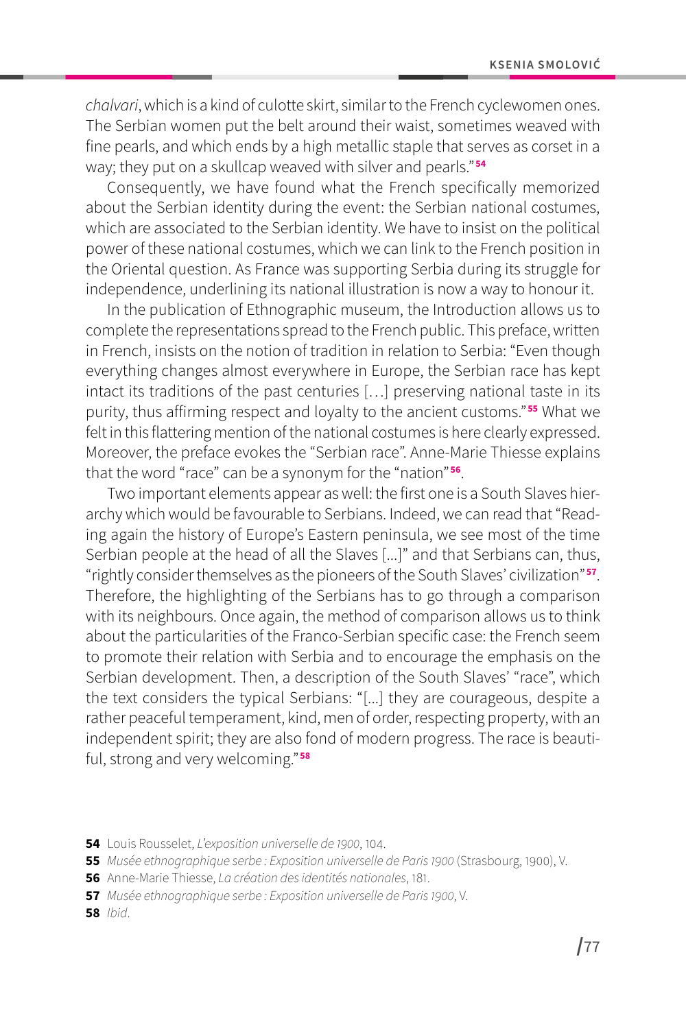*chalvari*, which is a kind of culotte skirt, similar to the French cyclewomen ones. The Serbian women put the belt around their waist, sometimes weaved with fine pearls, and which ends by a high metallic staple that serves as corset in a way; they put on a skullcap weaved with silver and pearls."[54]

Consequently, we have found what the French specifically memorized about the Serbian identity during the event: the Serbian national costumes, which are associated to the Serbian identity. We have to insist on the political power of these national costumes, which we can link to the French position in the Oriental question. As France was supporting Serbia during its struggle for independence, underlining its national illustration is now a way to honour it.

In the publication of Ethnographic museum, the Introduction allows us to complete the representations spread to the French public. This preface, written in French, insists on the notion of tradition in relation to Serbia: "Even though everything changes almost everywhere in Europe, the Serbian race has kept intact its traditions of the past centuries […] preserving national taste in its purity, thus affirming respect and loyalty to the ancient customs."[55] What we felt in this flattering mention of the national costumes is here clearly expressed. Moreover, the preface evokes the "Serbian race". Anne-Marie Thiesse explains that the word "race" can be a synonym for the "nation"[56].

Two important elements appear as well: the first one is a South Slaves hierarchy which would be favourable to Serbians. Indeed, we can read that "Reading again the history of Europe's Eastern peninsula, we see most of the time Serbian people at the head of all the Slaves […]" and that Serbians can, thus, "rightly consider themselves as the pioneers of the South Slaves' civilization"[57]. Therefore, the highlighting of the Serbians has to go through a comparison with its neighbours. Once again, the method of comparison allows us to think about the particularities of the Franco-Serbian specific case: the French seem to promote their relation with Serbia and to encourage the emphasis on the Serbian development. Then, a description of the South Slaves' "race", which the text considers the typical Serbians: "[…] they are courageous, despite a rather peaceful temperament, kind, men of order, respecting property, with an independent spirit; they are also fond of modern progress. The race is beautiful, strong and very welcoming."[58]

---

**54** Louis Rousselet, *L'exposition universelle de 1900*, 104.

**55** *Musée ethnographique serbe : Exposition universelle de Paris 1900* (Strasbourg, 1900), V.

**56** Anne-Marie Thiesse, *La création des identités nationales*, 181.

**57** *Musée ethnographique serbe : Exposition universelle de Paris 1900*, V.

**58** *Ibid*.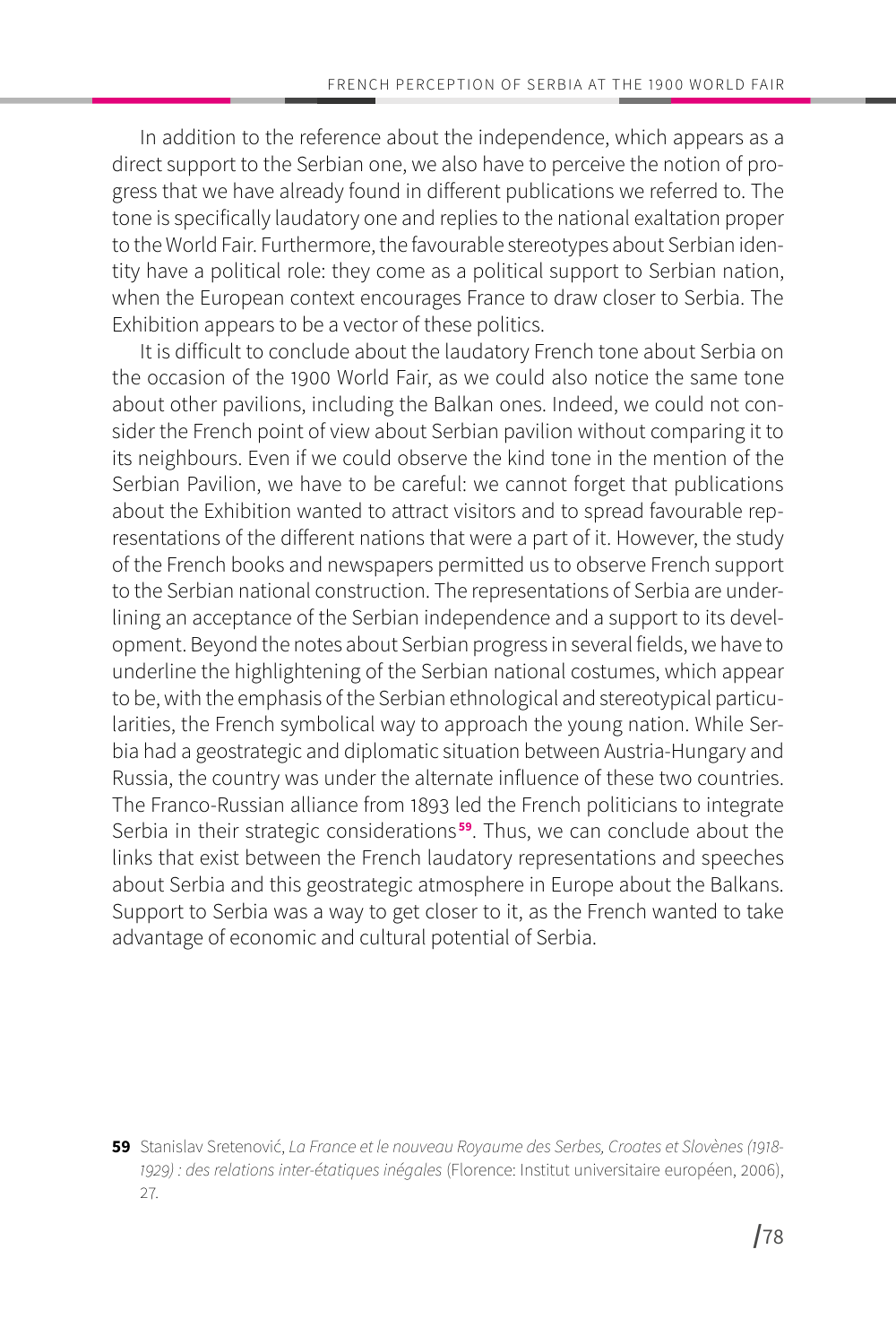In addition to the reference about the independence, which appears as a direct support to the Serbian one, we also have to perceive the notion of progress that we have already found in different publications we referred to. The tone is specifically laudatory one and replies to the national exaltation proper to the World Fair. Furthermore, the favourable stereotypes about Serbian identity have a political role: they come as a political support to Serbian nation, when the European context encourages France to draw closer to Serbia. The Exhibition appears to be a vector of these politics.

It is difficult to conclude about the laudatory French tone about Serbia on the occasion of the 1900 World Fair, as we could also notice the same tone about other pavilions, including the Balkan ones. Indeed, we could not consider the French point of view about Serbian pavilion without comparing it to its neighbours. Even if we could observe the kind tone in the mention of the Serbian Pavilion, we have to be careful: we cannot forget that publications about the Exhibition wanted to attract visitors and to spread favourable representations of the different nations that were a part of it. However, the study of the French books and newspapers permitted us to observe French support to the Serbian national construction. The representations of Serbia are underlining an acceptance of the Serbian independence and a support to its development. Beyond the notes about Serbian progress in several fields, we have to underline the highlightening of the Serbian national costumes, which appear to be, with the emphasis of the Serbian ethnological and stereotypical particularities, the French symbolical way to approach the young nation. While Serbia had a geostrategic and diplomatic situation between Austria-Hungary and Russia, the country was under the alternate influence of these two countries. The Franco-Russian alliance from 1893 led the French politicians to integrate Serbia in their strategic considerations[59]. Thus, we can conclude about the links that exist between the French laudatory representations and speeches about Serbia and this geostrategic atmosphere in Europe about the Balkans. Support to Serbia was a way to get closer to it, as the French wanted to take advantage of economic and cultural potential of Serbia.

**59** Stanislav Sretenović, *La France et le nouveau Royaume des Serbes, Croates et Slovènes (1918-1929) : des relations inter-étatiques inégales* (Florence: Institut universitaire européen, 2006), 27.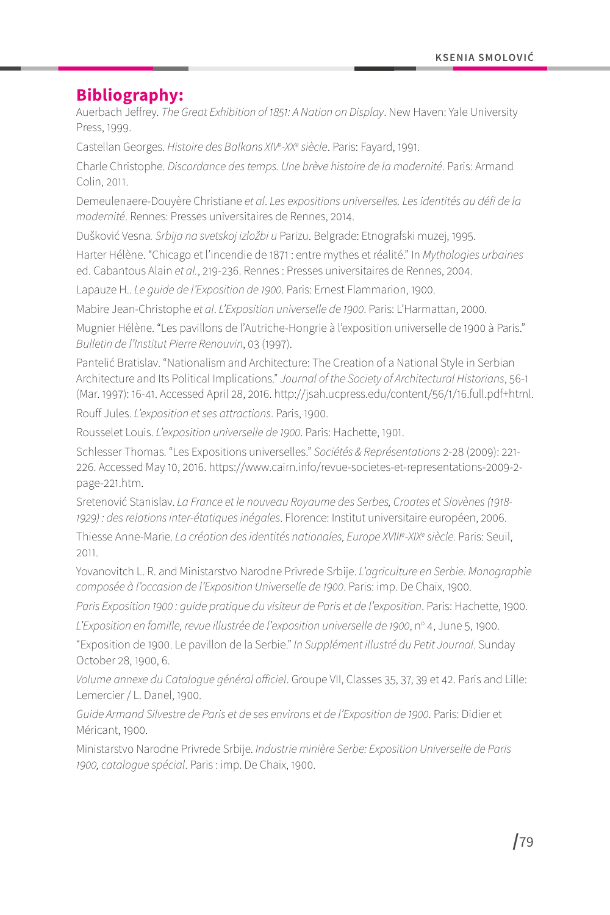## Bibliography:

Auerbach Jeffrey. *The Great Exhibition of 1851: A Nation on Display*. New Haven: Yale University Press, 1999.

Castellan Georges. *Histoire des Balkans XIVe-XXe siècle*. Paris: Fayard, 1991.

Charle Christophe. *Discordance des temps. Une brève histoire de la modernité*. Paris: Armand Colin, 2011.

Demeulenaere-Douyère Christiane *et al*. *Les expositions universelles. Les identités au défi de la modernité*. Rennes: Presses universitaires de Rennes, 2014.

Dušković Vesna. *Srbija na svetskoj izložbi u* Parizu. Belgrade: Etnografski muzej, 1995.

Harter Hélène. "Chicago et l'incendie de 1871 : entre mythes et réalité." In *Mythologies urbaines* ed. Cabantous Alain *et al.*, 219-236. Rennes : Presses universitaires de Rennes, 2004.

Lapauze H.. *Le guide de l'Exposition de 1900*. Paris: Ernest Flammarion, 1900.

Mabire Jean-Christophe *et al*. *L'Exposition universelle de 1900*. Paris: L'Harmattan, 2000.

Mugnier Hélène. "Les pavillons de l'Autriche-Hongrie à l'exposition universelle de 1900 à Paris." *Bulletin de l'Institut Pierre Renouvin*, 03 (1997).

Pantelić Bratislav. "Nationalism and Architecture: The Creation of a National Style in Serbian Architecture and Its Political Implications." *Journal of the Society of Architectural Historians*, 56-1 (Mar. 1997): 16-41. Accessed April 28, 2016. http://jsah.ucpress.edu/content/56/1/16.full.pdf+html.

Rouff Jules. *L'exposition et ses attractions*. Paris, 1900.

Rousselet Louis. *L'exposition universelle de 1900*. Paris: Hachette, 1901.

Schlesser Thomas. "Les Expositions universelles." *Sociétés & Représentations* 2-28 (2009): 221-226. Accessed May 10, 2016. https://www.cairn.info/revue-societes-et-representations-2009-2-page-221.htm.

Sretenović Stanislav. *La France et le nouveau Royaume des Serbes, Croates et Slovènes (1918-1929) : des relations inter-étatiques inégales*. Florence: Institut universitaire européen, 2006.

Thiesse Anne-Marie. *La création des identités nationales, Europe XVIIIe-XIXe siècle.* Paris: Seuil, 2011.

Yovanovitch L. R. and Ministarstvo Narodne Privrede Srbije. *L'agriculture en Serbie. Monographie composée à l'occasion de l'Exposition Universelle de 1900*. Paris: imp. De Chaix, 1900.

*Paris Exposition 1900 : guide pratique du visiteur de Paris et de l'exposition*. Paris: Hachette, 1900.

*L'Exposition en famille, revue illustrée de l'exposition universelle de 1900*, n° 4, June 5, 1900.

"Exposition de 1900. Le pavillon de la Serbie." *In Supplément illustré du Petit Journal*. Sunday October 28, 1900, 6.

*Volume annexe du Catalogue général officiel*. Groupe VII, Classes 35, 37, 39 et 42. Paris and Lille: Lemercier / L. Danel, 1900.

*Guide Armand Silvestre de Paris et de ses environs et de l'Exposition de 1900*. Paris: Didier et Méricant, 1900.

Ministarstvo Narodne Privrede Srbije. *Industrie minière Serbe: Exposition Universelle de Paris 1900, catalogue spécial*. Paris : imp. De Chaix, 1900.